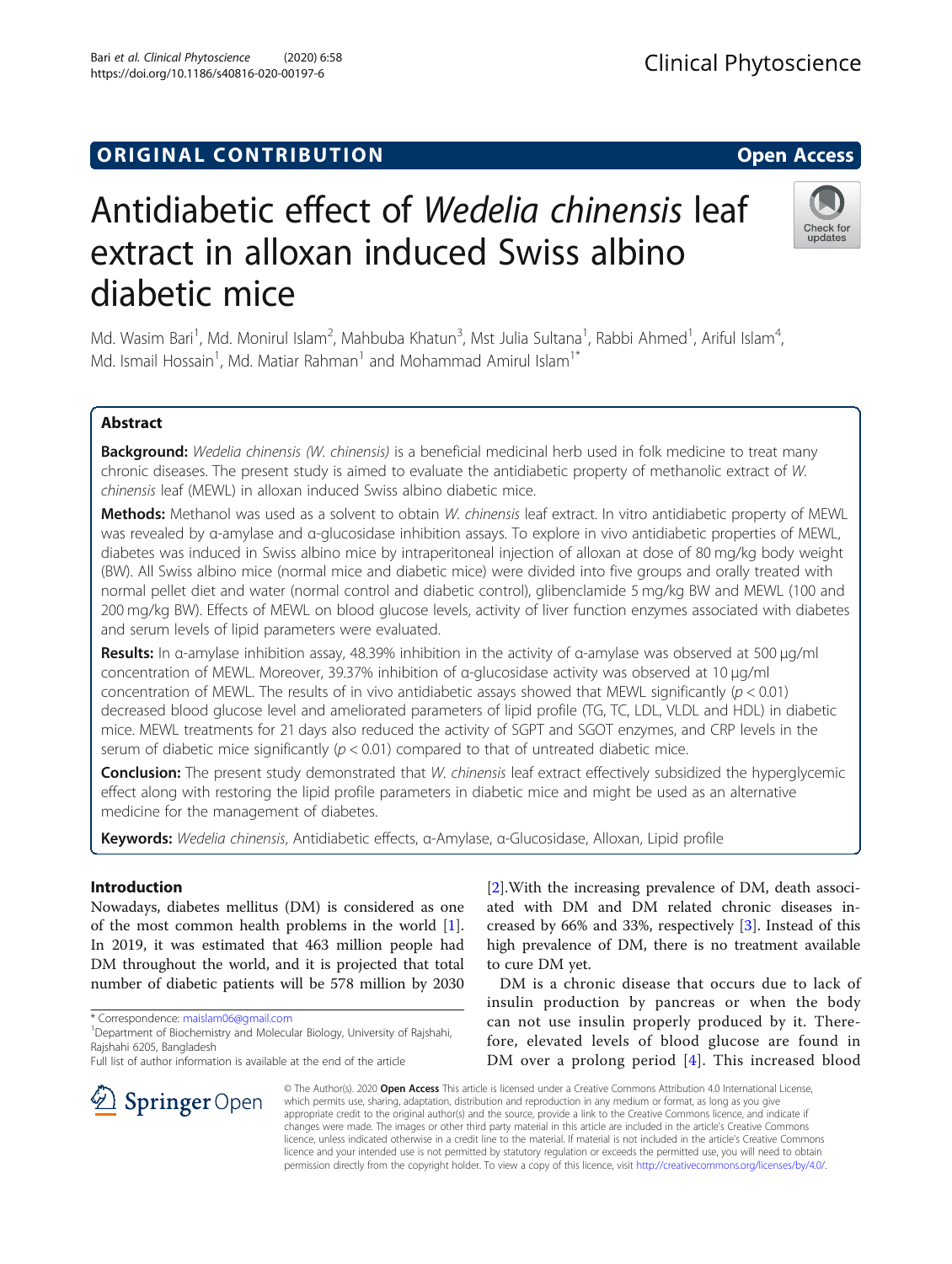ORIGINAL CONTRIBUTION

Open Access

# Antidiabetic effect of *Wedelia chinensis* leaf extract in alloxan induced Swiss albino diabetic mice

Md. Wasim Bari[1], Md. Monirul Islam[2], Mahbuba Khatun[3], Mst Julia Sultana[1], Rabbi Ahmed[1], Ariful Islam[4], Md. Ismail Hossain[1], Md. Matiar Rahman[1] and Mohammad Amirul Islam[1*]

## Abstract

**Background:** *Wedelia chinensis (W. chinensis)* is a beneficial medicinal herb used in folk medicine to treat many chronic diseases. The present study is aimed to evaluate the antidiabetic property of methanolic extract of *W. chinensis* leaf (MEWL) in alloxan induced Swiss albino diabetic mice.

**Methods:** Methanol was used as a solvent to obtain *W. chinensis* leaf extract. In vitro antidiabetic property of MEWL was revealed by α-amylase and α-glucosidase inhibition assays. To explore in vivo antidiabetic properties of MEWL, diabetes was induced in Swiss albino mice by intraperitoneal injection of alloxan at dose of 80 mg/kg body weight (BW). All Swiss albino mice (normal mice and diabetic mice) were divided into five groups and orally treated with normal pellet diet and water (normal control and diabetic control), glibenclamide 5 mg/kg BW and MEWL (100 and 200 mg/kg BW). Effects of MEWL on blood glucose levels, activity of liver function enzymes associated with diabetes and serum levels of lipid parameters were evaluated.

**Results:** In α-amylase inhibition assay, 48.39% inhibition in the activity of α-amylase was observed at 500 μg/ml concentration of MEWL. Moreover, 39.37% inhibition of α-glucosidase activity was observed at 10 μg/ml concentration of MEWL. The results of in vivo antidiabetic assays showed that MEWL significantly ($p < 0.01$) decreased blood glucose level and ameliorated parameters of lipid profile (TG, TC, LDL, VLDL and HDL) in diabetic mice. MEWL treatments for 21 days also reduced the activity of SGPT and SGOT enzymes, and CRP levels in the serum of diabetic mice significantly ($p < 0.01$) compared to that of untreated diabetic mice.

**Conclusion:** The present study demonstrated that *W. chinensis* leaf extract effectively subsidized the hyperglycemic effect along with restoring the lipid profile parameters in diabetic mice and might be used as an alternative medicine for the management of diabetes.

**Keywords:** *Wedelia chinensis*, Antidiabetic effects, α-Amylase, α-Glucosidase, Alloxan, Lipid profile

## Introduction

Nowadays, diabetes mellitus (DM) is considered as one of the most common health problems in the world [1]. In 2019, it was estimated that 463 million people had DM throughout the world, and it is projected that total number of diabetic patients will be 578 million by 2030 [2].With the increasing prevalence of DM, death associated with DM and DM related chronic diseases increased by 66% and 33%, respectively [3]. Instead of this high prevalence of DM, there is no treatment available to cure DM yet.

DM is a chronic disease that occurs due to lack of insulin production by pancreas or when the body can not use insulin properly produced by it. Therefore, elevated levels of blood glucose are found in DM over a prolong period [4]. This increased blood

\* Correspondence: maislam06@gmail.com
[1]Department of Biochemistry and Molecular Biology, University of Rajshahi, Rajshahi 6205, Bangladesh
Full list of author information is available at the end of the article

© The Author(s). 2020 **Open Access** This article is licensed under a Creative Commons Attribution 4.0 International License, which permits use, sharing, adaptation, distribution and reproduction in any medium or format, as long as you give appropriate credit to the original author(s) and the source, provide a link to the Creative Commons licence, and indicate if changes were made. The images or other third party material in this article are included in the article's Creative Commons licence, unless indicated otherwise in a credit line to the material. If material is not included in the article's Creative Commons licence and your intended use is not permitted by statutory regulation or exceeds the permitted use, you will need to obtain permission directly from the copyright holder. To view a copy of this licence, visit http://creativecommons.org/licenses/by/4.0/.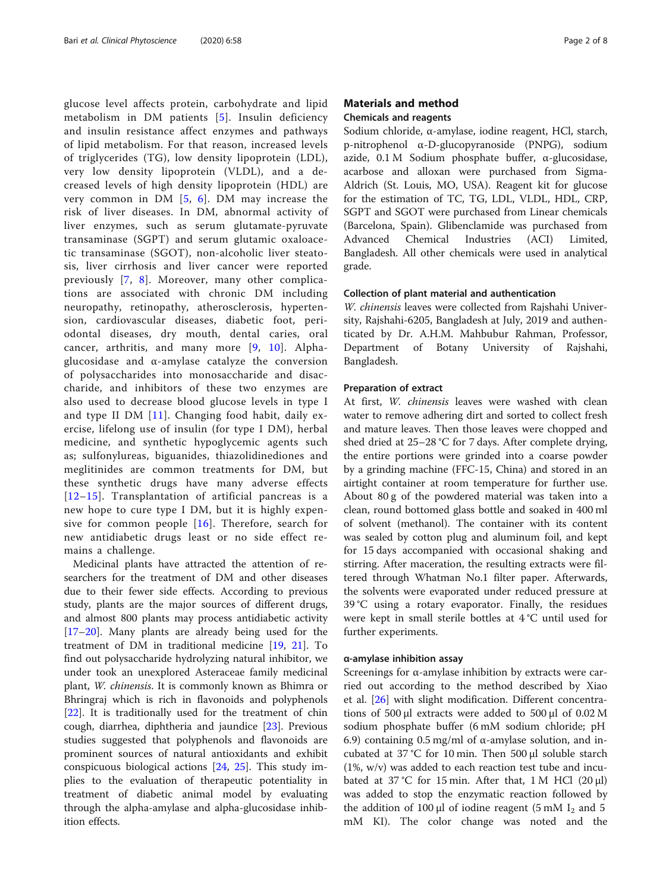glucose level affects protein, carbohydrate and lipid metabolism in DM patients [5]. Insulin deficiency and insulin resistance affect enzymes and pathways of lipid metabolism. For that reason, increased levels of triglycerides (TG), low density lipoprotein (LDL), very low density lipoprotein (VLDL), and a decreased levels of high density lipoprotein (HDL) are very common in DM [5, 6]. DM may increase the risk of liver diseases. In DM, abnormal activity of liver enzymes, such as serum glutamate-pyruvate transaminase (SGPT) and serum glutamic oxaloacetic transaminase (SGOT), non-alcoholic liver steatosis, liver cirrhosis and liver cancer were reported previously [7, 8]. Moreover, many other complications are associated with chronic DM including neuropathy, retinopathy, atherosclerosis, hypertension, cardiovascular diseases, diabetic foot, periodontal diseases, dry mouth, dental caries, oral cancer, arthritis, and many more [9, 10]. Alpha-glucosidase and α-amylase catalyze the conversion of polysaccharides into monosaccharide and disaccharide, and inhibitors of these two enzymes are also used to decrease blood glucose levels in type I and type II DM [11]. Changing food habit, daily exercise, lifelong use of insulin (for type I DM), herbal medicine, and synthetic hypoglycemic agents such as; sulfonylureas, biguanides, thiazolidinediones and meglitinides are common treatments for DM, but these synthetic drugs have many adverse effects [12–15]. Transplantation of artificial pancreas is a new hope to cure type I DM, but it is highly expensive for common people [16]. Therefore, search for new antidiabetic drugs least or no side effect remains a challenge.

Medicinal plants have attracted the attention of researchers for the treatment of DM and other diseases due to their fewer side effects. According to previous study, plants are the major sources of different drugs, and almost 800 plants may process antidiabetic activity [17–20]. Many plants are already being used for the treatment of DM in traditional medicine [19, 21]. To find out polysaccharide hydrolyzing natural inhibitor, we under took an unexplored Asteraceae family medicinal plant, *W. chinensis*. It is commonly known as Bhimra or Bhringraj which is rich in flavonoids and polyphenols [22]. It is traditionally used for the treatment of chin cough, diarrhea, diphtheria and jaundice [23]. Previous studies suggested that polyphenols and flavonoids are prominent sources of natural antioxidants and exhibit conspicuous biological actions [24, 25]. This study implies to the evaluation of therapeutic potentiality in treatment of diabetic animal model by evaluating through the alpha-amylase and alpha-glucosidase inhibition effects.

## Materials and method

### Chemicals and reagents

Sodium chloride, α-amylase, iodine reagent, HCl, starch, p-nitrophenol α-D-glucopyranoside (PNPG), sodium azide, 0.1 M Sodium phosphate buffer, α-glucosidase, acarbose and alloxan were purchased from Sigma-Aldrich (St. Louis, MO, USA). Reagent kit for glucose for the estimation of TC, TG, LDL, VLDL, HDL, CRP, SGPT and SGOT were purchased from Linear chemicals (Barcelona, Spain). Glibenclamide was purchased from Advanced Chemical Industries (ACI) Limited, Bangladesh. All other chemicals were used in analytical grade.

### Collection of plant material and authentication

*W. chinensis* leaves were collected from Rajshahi University, Rajshahi-6205, Bangladesh at July, 2019 and authenticated by Dr. A.H.M. Mahbubur Rahman, Professor, Department of Botany University of Rajshahi, Bangladesh.

### Preparation of extract

At first, *W. chinensis* leaves were washed with clean water to remove adhering dirt and sorted to collect fresh and mature leaves. Then those leaves were chopped and shed dried at 25–28 °C for 7 days. After complete drying, the entire portions were grinded into a coarse powder by a grinding machine (FFC-15, China) and stored in an airtight container at room temperature for further use. About 80 g of the powdered material was taken into a clean, round bottomed glass bottle and soaked in 400 ml of solvent (methanol). The container with its content was sealed by cotton plug and aluminum foil, and kept for 15 days accompanied with occasional shaking and stirring. After maceration, the resulting extracts were filtered through Whatman No.1 filter paper. Afterwards, the solvents were evaporated under reduced pressure at 39 °C using a rotary evaporator. Finally, the residues were kept in small sterile bottles at 4 °C until used for further experiments.

### α-amylase inhibition assay

Screenings for α-amylase inhibition by extracts were carried out according to the method described by Xiao et al. [26] with slight modification. Different concentrations of 500 μl extracts were added to 500 μl of 0.02 M sodium phosphate buffer (6 mM sodium chloride; pH 6.9) containing 0.5 mg/ml of α-amylase solution, and incubated at 37 °C for 10 min. Then 500 μl soluble starch (1%, w/v) was added to each reaction test tube and incubated at 37 °C for 15 min. After that, 1 M HCl (20 μl) was added to stop the enzymatic reaction followed by the addition of 100 μl of iodine reagent (5 mM $I_2$ and 5 mM KI). The color change was noted and the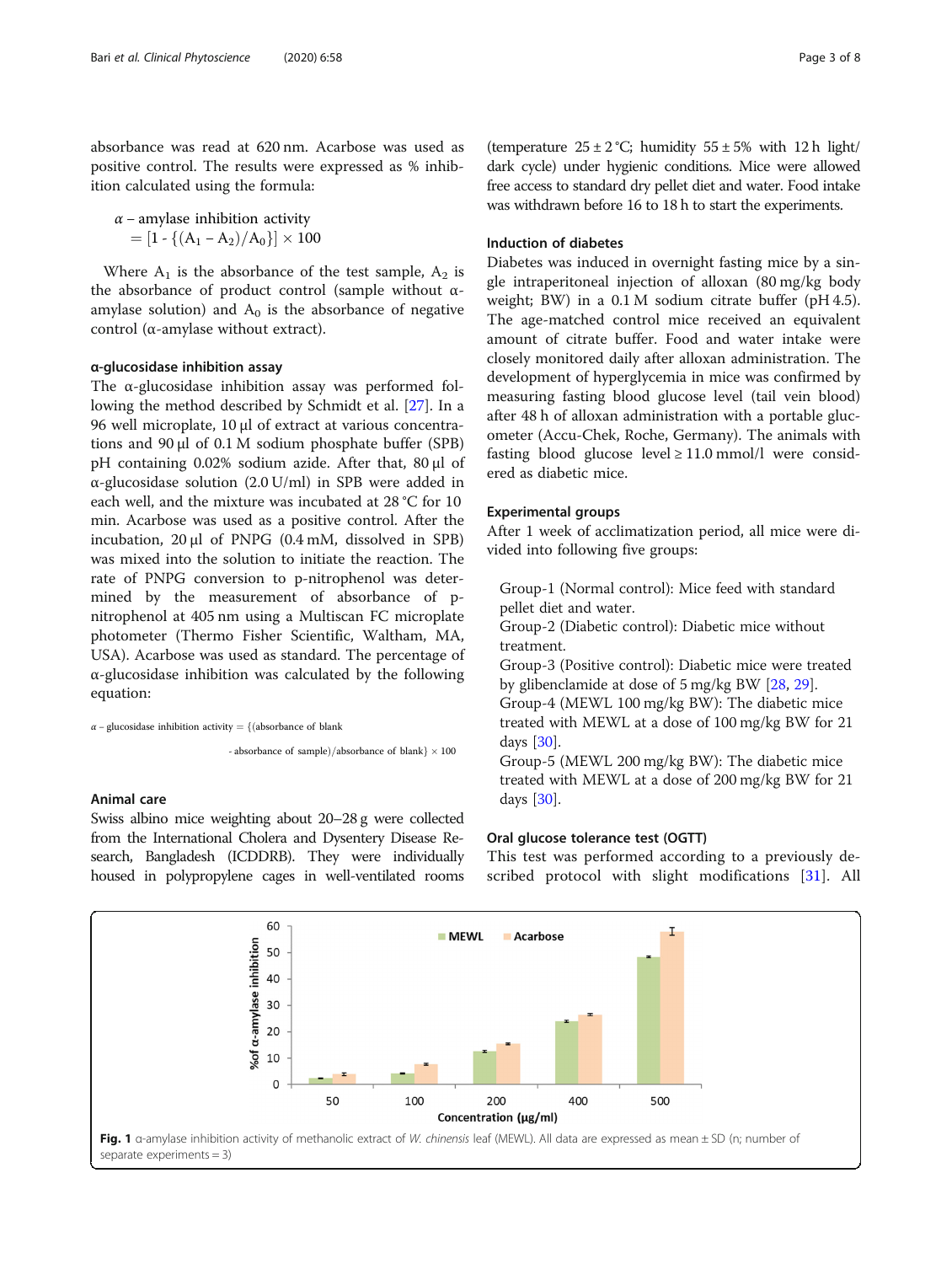absorbance was read at 620 nm. Acarbose was used as positive control. The results were expressed as % inhibition calculated using the formula:

$$\alpha - \text{amylase inhibition activity} = [1 - \{(A_1 - A_2)/A_0\}] \times 100$$

Where $A_1$ is the absorbance of the test sample, $A_2$ is the absorbance of product control (sample without α-amylase solution) and $A_0$ is the absorbance of negative control (α-amylase without extract).

### α-glucosidase inhibition assay

The α-glucosidase inhibition assay was performed following the method described by Schmidt et al. [27]. In a 96 well microplate, 10 μl of extract at various concentrations and 90 μl of 0.1 M sodium phosphate buffer (SPB) pH containing 0.02% sodium azide. After that, 80 μl of α-glucosidase solution (2.0 U/ml) in SPB were added in each well, and the mixture was incubated at 28 °C for 10 min. Acarbose was used as a positive control. After the incubation, 20 μl of PNPG (0.4 mM, dissolved in SPB) was mixed into the solution to initiate the reaction. The rate of PNPG conversion to p-nitrophenol was determined by the measurement of absorbance of p-nitrophenol at 405 nm using a Multiscan FC microplate photometer (Thermo Fisher Scientific, Waltham, MA, USA). Acarbose was used as standard. The percentage of α-glucosidase inhibition was calculated by the following equation:

$$\alpha - \text{glucosidase inhibition activity} = \{(\text{absorbance of blank} - \text{absorbance of sample})/\text{absorbance of blank}\} \times 100$$

### Animal care

Swiss albino mice weighting about 20–28 g were collected from the International Cholera and Dysentery Disease Research, Bangladesh (ICDDRB). They were individually housed in polypropylene cages in well-ventilated rooms (temperature 25 ± 2 °C; humidity 55 ± 5% with 12 h light/dark cycle) under hygienic conditions. Mice were allowed free access to standard dry pellet diet and water. Food intake was withdrawn before 16 to 18 h to start the experiments.

### Induction of diabetes

Diabetes was induced in overnight fasting mice by a single intraperitoneal injection of alloxan (80 mg/kg body weight; BW) in a 0.1 M sodium citrate buffer (pH 4.5). The age-matched control mice received an equivalent amount of citrate buffer. Food and water intake were closely monitored daily after alloxan administration. The development of hyperglycemia in mice was confirmed by measuring fasting blood glucose level (tail vein blood) after 48 h of alloxan administration with a portable glucometer (Accu-Chek, Roche, Germany). The animals with fasting blood glucose level ≥ 11.0 mmol/l were considered as diabetic mice.

### Experimental groups

After 1 week of acclimatization period, all mice were divided into following five groups:

- Group-1 (Normal control): Mice feed with standard pellet diet and water.
- Group-2 (Diabetic control): Diabetic mice without treatment.
- Group-3 (Positive control): Diabetic mice were treated by glibenclamide at dose of 5 mg/kg BW [28, 29].
- Group-4 (MEWL 100 mg/kg BW): The diabetic mice treated with MEWL at a dose of 100 mg/kg BW for 21 days [30].
- Group-5 (MEWL 200 mg/kg BW): The diabetic mice treated with MEWL at a dose of 200 mg/kg BW for 21 days [30].

### Oral glucose tolerance test (OGTT)

This test was performed according to a previously described protocol with slight modifications [31]. All

**Fig. 1** α-amylase inhibition activity of methanolic extract of *W. chinensis* leaf (MEWL). All data are expressed as mean ± SD (n; number of separate experiments = 3)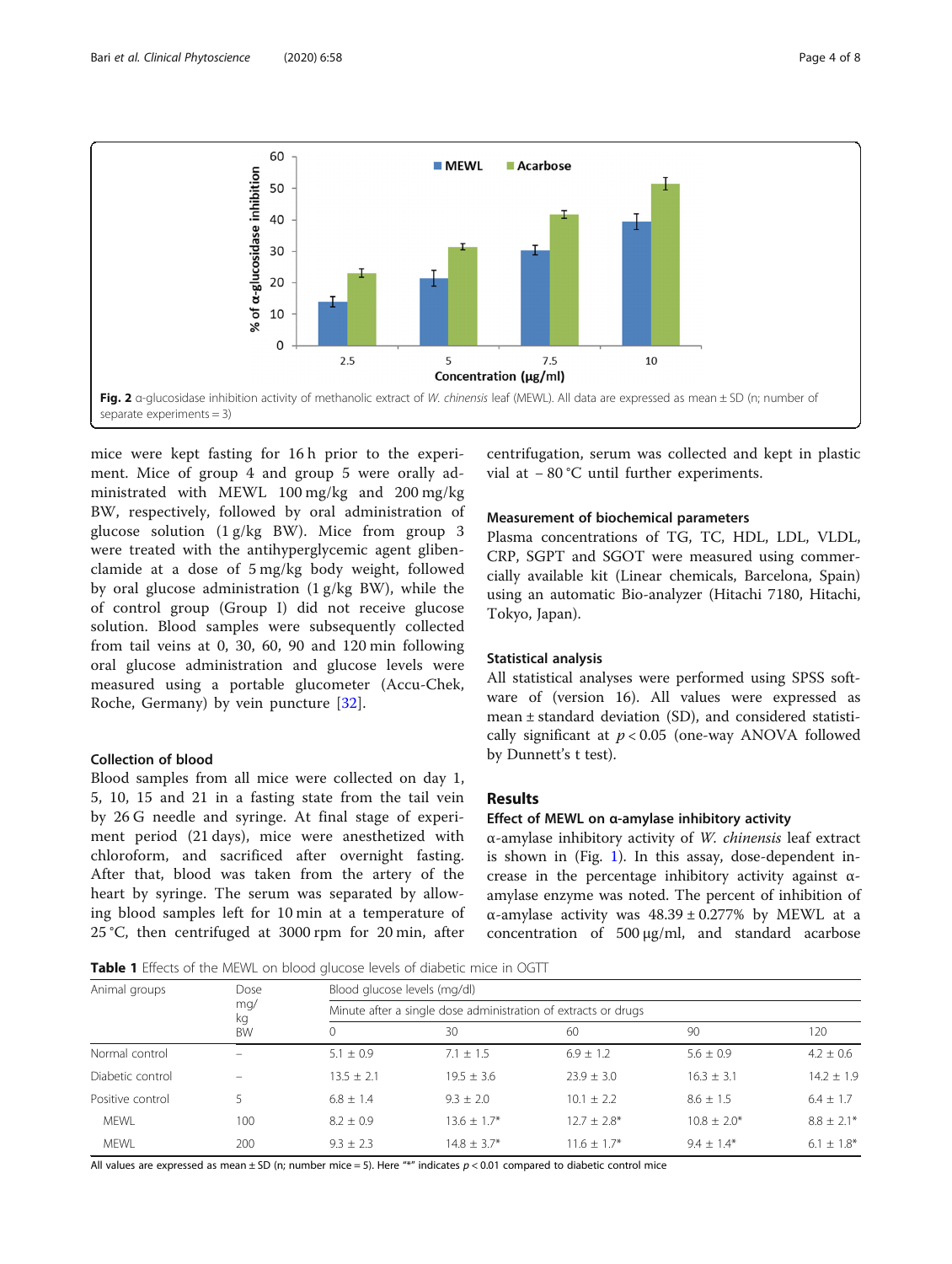Fig. 2 α-glucosidase inhibition activity of methanolic extract of *W. chinensis* leaf (MEWL). All data are expressed as mean ± SD (n; number of separate experiments = 3)

mice were kept fasting for 16 h prior to the experiment. Mice of group 4 and group 5 were orally administrated with MEWL 100 mg/kg and 200 mg/kg BW, respectively, followed by oral administration of glucose solution (1 g/kg BW). Mice from group 3 were treated with the antihyperglycemic agent glibenclamide at a dose of 5 mg/kg body weight, followed by oral glucose administration (1 g/kg BW), while the of control group (Group I) did not receive glucose solution. Blood samples were subsequently collected from tail veins at 0, 30, 60, 90 and 120 min following oral glucose administration and glucose levels were measured using a portable glucometer (Accu-Chek, Roche, Germany) by vein puncture [32].

### Collection of blood

Blood samples from all mice were collected on day 1, 5, 10, 15 and 21 in a fasting state from the tail vein by 26 G needle and syringe. At final stage of experiment period (21 days), mice were anesthetized with chloroform, and sacrificed after overnight fasting. After that, blood was taken from the artery of the heart by syringe. The serum was separated by allowing blood samples left for 10 min at a temperature of 25 °C, then centrifuged at 3000 rpm for 20 min, after centrifugation, serum was collected and kept in plastic vial at − 80 °C until further experiments.

### Measurement of biochemical parameters

Plasma concentrations of TG, TC, HDL, LDL, VLDL, CRP, SGPT and SGOT were measured using commercially available kit (Linear chemicals, Barcelona, Spain) using an automatic Bio-analyzer (Hitachi 7180, Hitachi, Tokyo, Japan).

### Statistical analysis

All statistical analyses were performed using SPSS software of (version 16). All values were expressed as mean ± standard deviation (SD), and considered statistically significant at $p < 0.05$ (one-way ANOVA followed by Dunnett's t test).

## Results

### Effect of MEWL on α-amylase inhibitory activity

α-amylase inhibitory activity of *W. chinensis* leaf extract is shown in (Fig. 1). In this assay, dose-dependent increase in the percentage inhibitory activity against α-amylase enzyme was noted. The percent of inhibition of α-amylase activity was 48.39 ± 0.277% by MEWL at a concentration of 500 μg/ml, and standard acarbose

**Table 1** Effects of the MEWL on blood glucose levels of diabetic mice in OGTT

| Animal groups | Dose mg/kg BW | Blood glucose levels (mg/dl) | | | | |
|---|---|---|---|---|---|---|
| | | Minute after a single dose administration of extracts or drugs | | | | |
| | | 0 | 30 | 60 | 90 | 120 |
| Normal control | – | 5.1 ± 0.9 | 7.1 ± 1.5 | 6.9 ± 1.2 | 5.6 ± 0.9 | 4.2 ± 0.6 |
| Diabetic control | – | 13.5 ± 2.1 | 19.5 ± 3.6 | 23.9 ± 3.0 | 16.3 ± 3.1 | 14.2 ± 1.9 |
| Positive control | 5 | 6.8 ± 1.4 | 9.3 ± 2.0 | 10.1 ± 2.2 | 8.6 ± 1.5 | 6.4 ± 1.7 |
| MEWL | 100 | 8.2 ± 0.9 | 13.6 ± 1.7* | 12.7 ± 2.8* | 10.8 ± 2.0* | 8.8 ± 2.1* |
| MEWL | 200 | 9.3 ± 2.3 | 14.8 ± 3.7* | 11.6 ± 1.7* | 9.4 ± 1.4* | 6.1 ± 1.8* |

All values are expressed as mean ± SD (n; number mice = 5). Here "*" indicates $p < 0.01$ compared to diabetic control mice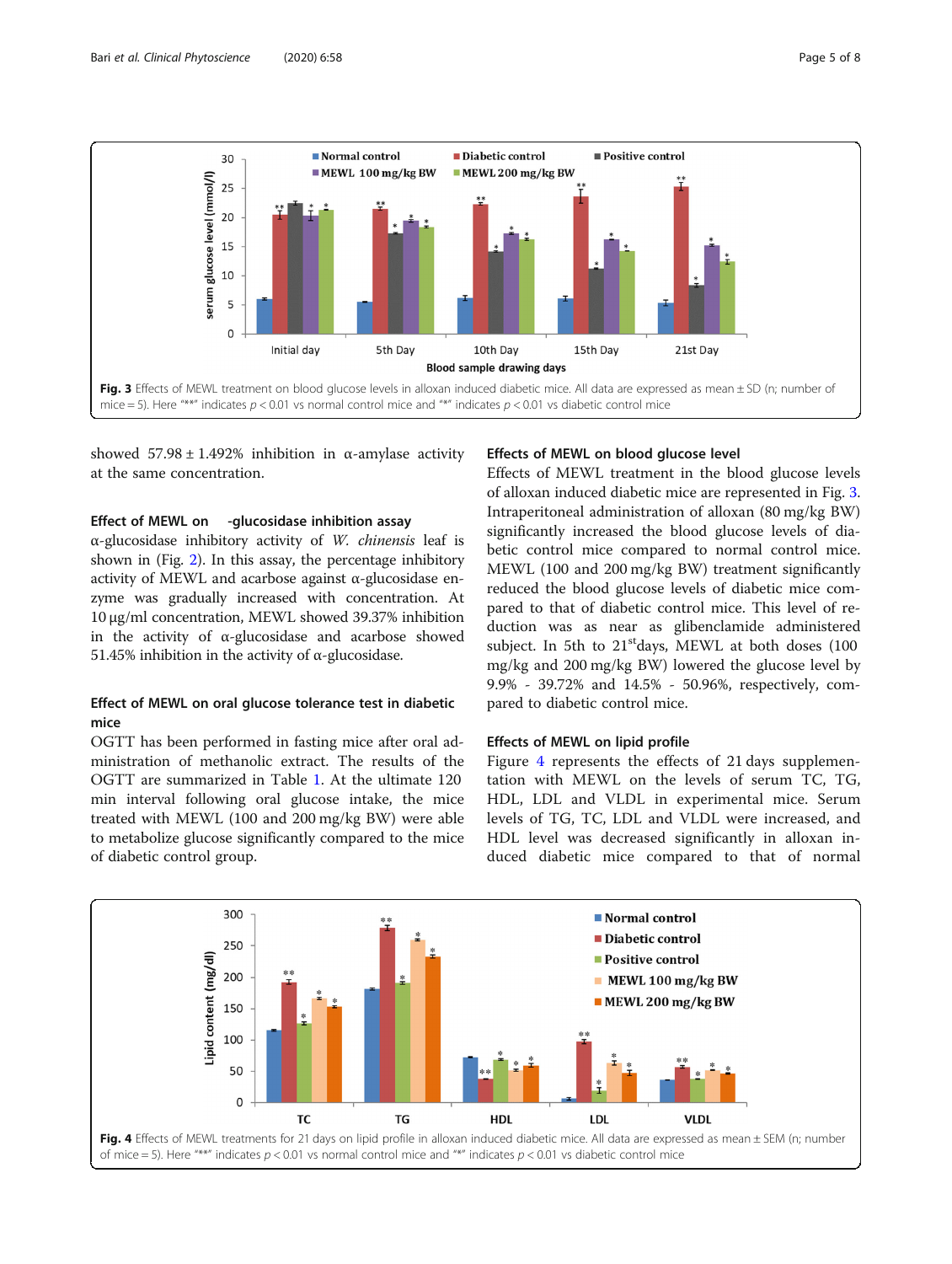Fig. 3 Effects of MEWL treatment on blood glucose levels in alloxan induced diabetic mice. All data are expressed as mean ± SD (n; number of mice = 5). Here "**" indicates $p < 0.01$ vs normal control mice and "*" indicates $p < 0.01$ vs diabetic control mice

showed 57.98 ± 1.492% inhibition in α-amylase activity at the same concentration.

### Effect of MEWL on -glucosidase inhibition assay

α-glucosidase inhibitory activity of *W. chinensis* leaf is shown in (Fig. 2). In this assay, the percentage inhibitory activity of MEWL and acarbose against α-glucosidase enzyme was gradually increased with concentration. At 10 μg/ml concentration, MEWL showed 39.37% inhibition in the activity of α-glucosidase and acarbose showed 51.45% inhibition in the activity of α-glucosidase.

### Effect of MEWL on oral glucose tolerance test in diabetic mice

OGTT has been performed in fasting mice after oral administration of methanolic extract. The results of the OGTT are summarized in Table 1. At the ultimate 120 min interval following oral glucose intake, the mice treated with MEWL (100 and 200 mg/kg BW) were able to metabolize glucose significantly compared to the mice of diabetic control group.

### Effects of MEWL on blood glucose level

Effects of MEWL treatment in the blood glucose levels of alloxan induced diabetic mice are represented in Fig. 3. Intraperitoneal administration of alloxan (80 mg/kg BW) significantly increased the blood glucose levels of diabetic control mice compared to normal control mice. MEWL (100 and 200 mg/kg BW) treatment significantly reduced the blood glucose levels of diabetic mice compared to that of diabetic control mice. This level of reduction was as near as glibenclamide administered subject. In 5th to 21st days, MEWL at both doses (100 mg/kg and 200 mg/kg BW) lowered the glucose level by 9.9% - 39.72% and 14.5% - 50.96%, respectively, compared to diabetic control mice.

### Effects of MEWL on lipid profile

Figure 4 represents the effects of 21 days supplementation with MEWL on the levels of serum TC, TG, HDL, LDL and VLDL in experimental mice. Serum levels of TG, TC, LDL and VLDL were increased, and HDL level was decreased significantly in alloxan induced diabetic mice compared to that of normal

Fig. 4 Effects of MEWL treatments for 21 days on lipid profile in alloxan induced diabetic mice. All data are expressed as mean ± SEM (n; number of mice = 5). Here "**" indicates $p < 0.01$ vs normal control mice and "*" indicates $p < 0.01$ vs diabetic control mice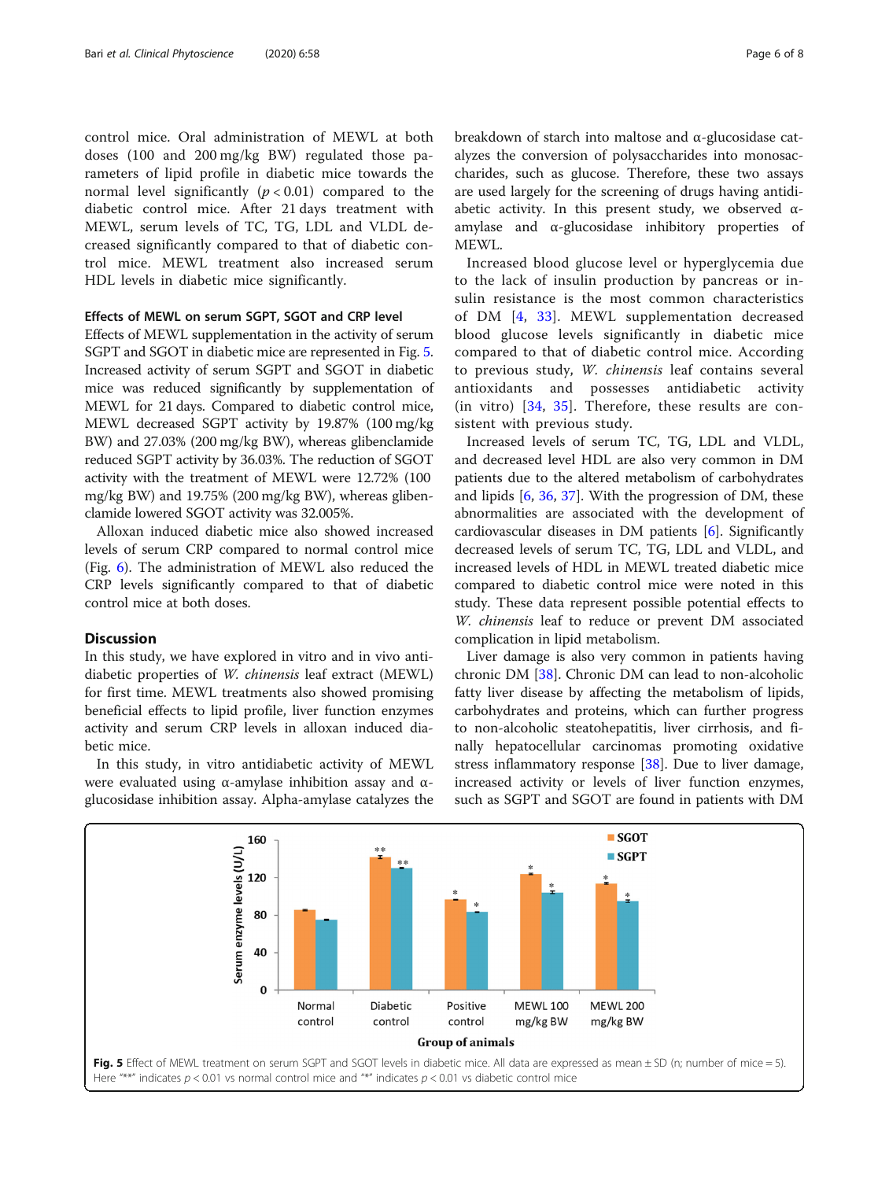control mice. Oral administration of MEWL at both doses (100 and 200 mg/kg BW) regulated those parameters of lipid profile in diabetic mice towards the normal level significantly ($p < 0.01$) compared to the diabetic control mice. After 21 days treatment with MEWL, serum levels of TC, TG, LDL and VLDL decreased significantly compared to that of diabetic control mice. MEWL treatment also increased serum HDL levels in diabetic mice significantly.

### Effects of MEWL on serum SGPT, SGOT and CRP level

Effects of MEWL supplementation in the activity of serum SGPT and SGOT in diabetic mice are represented in Fig. 5. Increased activity of serum SGPT and SGOT in diabetic mice was reduced significantly by supplementation of MEWL for 21 days. Compared to diabetic control mice, MEWL decreased SGPT activity by 19.87% (100 mg/kg BW) and 27.03% (200 mg/kg BW), whereas glibenclamide reduced SGPT activity by 36.03%. The reduction of SGOT activity with the treatment of MEWL were 12.72% (100 mg/kg BW) and 19.75% (200 mg/kg BW), whereas glibenclamide lowered SGOT activity was 32.005%.

Alloxan induced diabetic mice also showed increased levels of serum CRP compared to normal control mice (Fig. 6). The administration of MEWL also reduced the CRP levels significantly compared to that of diabetic control mice at both doses.

## Discussion

In this study, we have explored in vitro and in vivo antidiabetic properties of *W. chinensis* leaf extract (MEWL) for first time. MEWL treatments also showed promising beneficial effects to lipid profile, liver function enzymes activity and serum CRP levels in alloxan induced diabetic mice.

In this study, in vitro antidiabetic activity of MEWL were evaluated using α-amylase inhibition assay and α-glucosidase inhibition assay. Alpha-amylase catalyzes the breakdown of starch into maltose and α-glucosidase catalyzes the conversion of polysaccharides into monosaccharides, such as glucose. Therefore, these two assays are used largely for the screening of drugs having antidiabetic activity. In this present study, we observed α-amylase and α-glucosidase inhibitory properties of MEWL.

Increased blood glucose level or hyperglycemia due to the lack of insulin production by pancreas or insulin resistance is the most common characteristics of DM [4, 33]. MEWL supplementation decreased blood glucose levels significantly in diabetic mice compared to that of diabetic control mice. According to previous study, *W. chinensis* leaf contains several antioxidants and possesses antidiabetic activity (in vitro) [34, 35]. Therefore, these results are consistent with previous study.

Increased levels of serum TC, TG, LDL and VLDL, and decreased level HDL are also very common in DM patients due to the altered metabolism of carbohydrates and lipids [6, 36, 37]. With the progression of DM, these abnormalities are associated with the development of cardiovascular diseases in DM patients [6]. Significantly decreased levels of serum TC, TG, LDL and VLDL, and increased levels of HDL in MEWL treated diabetic mice compared to diabetic control mice were noted in this study. These data represent possible potential effects to *W. chinensis* leaf to reduce or prevent DM associated complication in lipid metabolism.

Liver damage is also very common in patients having chronic DM [38]. Chronic DM can lead to non-alcoholic fatty liver disease by affecting the metabolism of lipids, carbohydrates and proteins, which can further progress to non-alcoholic steatohepatitis, liver cirrhosis, and finally hepatocellular carcinomas promoting oxidative stress inflammatory response [38]. Due to liver damage, increased activity or levels of liver function enzymes, such as SGPT and SGOT are found in patients with DM

**Fig. 5** Effect of MEWL treatment on serum SGPT and SGOT levels in diabetic mice. All data are expressed as mean ± SD (n; number of mice = 5). Here "**" indicates $p < 0.01$ vs normal control mice and "*" indicates $p < 0.01$ vs diabetic control mice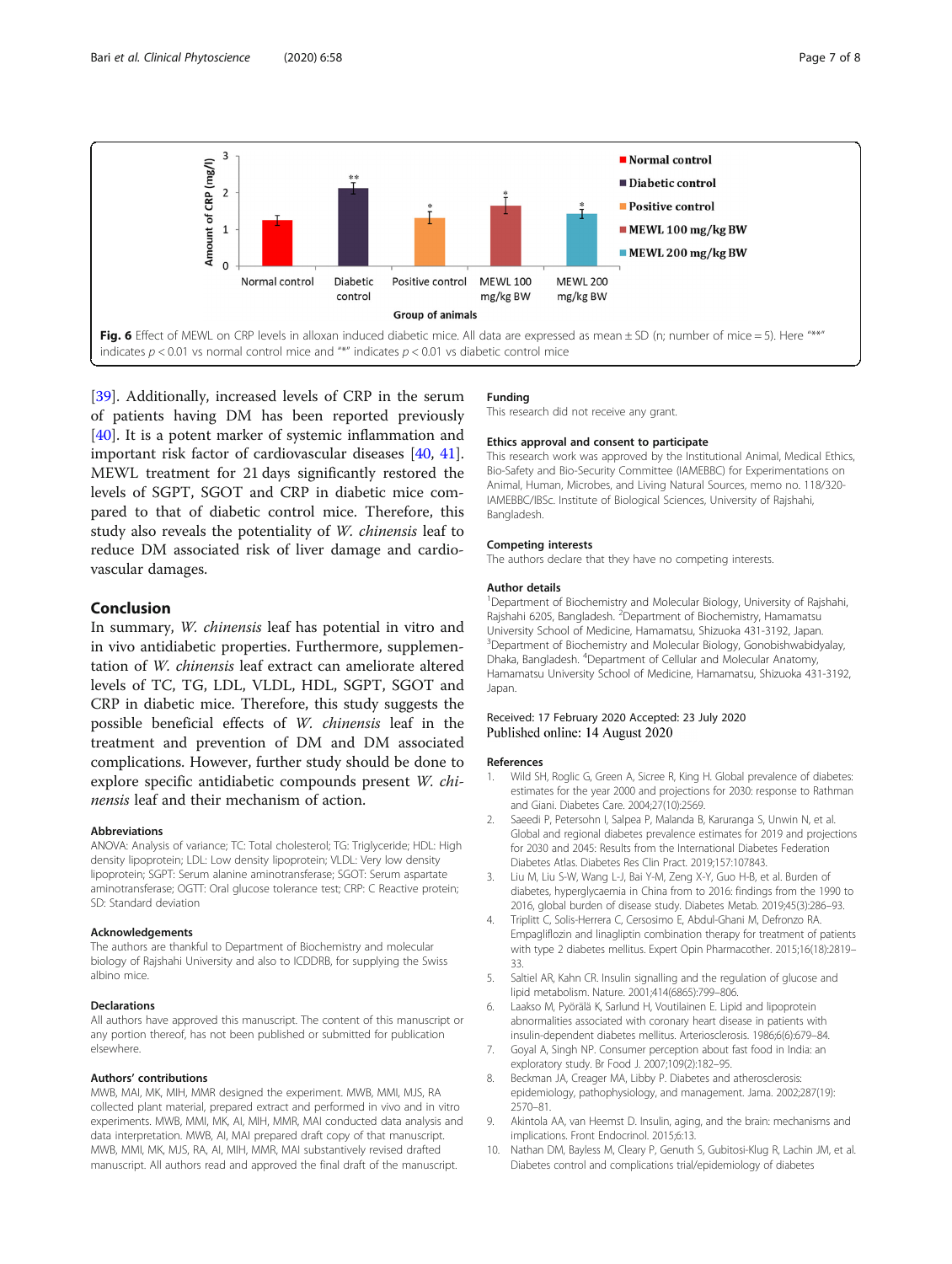Fig. 6 Effect of MEWL on CRP levels in alloxan induced diabetic mice. All data are expressed as mean ± SD (n; number of mice = 5). Here "**" indicates $p < 0.01$ vs normal control mice and "*" indicates $p < 0.01$ vs diabetic control mice

[39]. Additionally, increased levels of CRP in the serum of patients having DM has been reported previously [40]. It is a potent marker of systemic inflammation and important risk factor of cardiovascular diseases [40, 41]. MEWL treatment for 21 days significantly restored the levels of SGPT, SGOT and CRP in diabetic mice compared to that of diabetic control mice. Therefore, this study also reveals the potentiality of *W. chinensis* leaf to reduce DM associated risk of liver damage and cardiovascular damages.

## Conclusion

In summary, *W. chinensis* leaf has potential in vitro and in vivo antidiabetic properties. Furthermore, supplementation of *W. chinensis* leaf extract can ameliorate altered levels of TC, TG, LDL, VLDL, HDL, SGPT, SGOT and CRP in diabetic mice. Therefore, this study suggests the possible beneficial effects of *W. chinensis* leaf in the treatment and prevention of DM and DM associated complications. However, further study should be done to explore specific antidiabetic compounds present *W. chinensis* leaf and their mechanism of action.

### Abbreviations

ANOVA: Analysis of variance; TC: Total cholesterol; TG: Triglyceride; HDL: High density lipoprotein; LDL: Low density lipoprotein; VLDL: Very low density lipoprotein; SGPT: Serum alanine aminotransferase; SGOT: Serum aspartate aminotransferase; OGTT: Oral glucose tolerance test; CRP: C Reactive protein; SD: Standard deviation

### Acknowledgements

The authors are thankful to Department of Biochemistry and molecular biology of Rajshahi University and also to ICDDRB, for supplying the Swiss albino mice.

### Declarations

All authors have approved this manuscript. The content of this manuscript or any portion thereof, has not been published or submitted for publication elsewhere.

### Authors' contributions

MWB, MAI, MK, MIH, MMR designed the experiment. MWB, MMI, MJS, RA collected plant material, prepared extract and performed in vivo and in vitro experiments. MWB, MMI, MK, AI, MIH, MMR, MAI conducted data analysis and data interpretation. MWB, AI, MAI prepared draft copy of that manuscript. MWB, MMI, MK, MJS, RA, AI, MIH, MMR, MAI substantively revised drafted manuscript. All authors read and approved the final draft of the manuscript.

### Funding

This research did not receive any grant.

### Ethics approval and consent to participate

This research work was approved by the Institutional Animal, Medical Ethics, Bio-Safety and Bio-Security Committee (IAMEBBC) for Experimentations on Animal, Human, Microbes, and Living Natural Sources, memo no. 118/320-IAMEBBC/IBSc. Institute of Biological Sciences, University of Rajshahi, Bangladesh.

### Competing interests

The authors declare that they have no competing interests.

### Author details

[1]Department of Biochemistry and Molecular Biology, University of Rajshahi, Rajshahi 6205, Bangladesh. [2]Department of Biochemistry, Hamamatsu University School of Medicine, Hamamatsu, Shizuoka 431-3192, Japan. [3]Department of Biochemistry and Molecular Biology, Gonobishwabidyalay, Dhaka, Bangladesh. [4]Department of Cellular and Molecular Anatomy, Hamamatsu University School of Medicine, Hamamatsu, Shizuoka 431-3192, Japan.

Received: 17 February 2020 Accepted: 23 July 2020
Published online: 14 August 2020

### References

1. Wild SH, Roglic G, Green A, Sicree R, King H. Global prevalence of diabetes: estimates for the year 2000 and projections for 2030: response to Rathman and Giani. Diabetes Care. 2004;27(10):2569.
2. Saeedi P, Petersohn I, Salpea P, Malanda B, Karuranga S, Unwin N, et al. Global and regional diabetes prevalence estimates for 2019 and projections for 2030 and 2045: Results from the International Diabetes Federation Diabetes Atlas. Diabetes Res Clin Pract. 2019;157:107843.
3. Liu M, Liu S-W, Wang L-J, Bai Y-M, Zeng X-Y, Guo H-B, et al. Burden of diabetes, hyperglycaemia in China from to 2016: findings from the 1990 to 2016, global burden of disease study. Diabetes Metab. 2019;45(3):286–93.
4. Triplitt C, Solis-Herrera C, Cersosimo E, Abdul-Ghani M, Defronzo RA. Empagliflozin and linagliptin combination therapy for treatment of patients with type 2 diabetes mellitus. Expert Opin Pharmacother. 2015;16(18):2819–33.
5. Saltiel AR, Kahn CR. Insulin signalling and the regulation of glucose and lipid metabolism. Nature. 2001;414(6865):799–806.
6. Laakso M, Pyörälä K, Sarlund H, Voutilainen E. Lipid and lipoprotein abnormalities associated with coronary heart disease in patients with insulin-dependent diabetes mellitus. Arteriosclerosis. 1986;6(6):679–84.
7. Goyal A, Singh NP. Consumer perception about fast food in India: an exploratory study. Br Food J. 2007;109(2):182–95.
8. Beckman JA, Creager MA, Libby P. Diabetes and atherosclerosis: epidemiology, pathophysiology, and management. Jama. 2002;287(19):2570–81.
9. Akintola AA, van Heemst D. Insulin, aging, and the brain: mechanisms and implications. Front Endocrinol. 2015;6:13.
10. Nathan DM, Bayless M, Cleary P, Genuth S, Gubitosi-Klug R, Lachin JM, et al. Diabetes control and complications trial/epidemiology of diabetes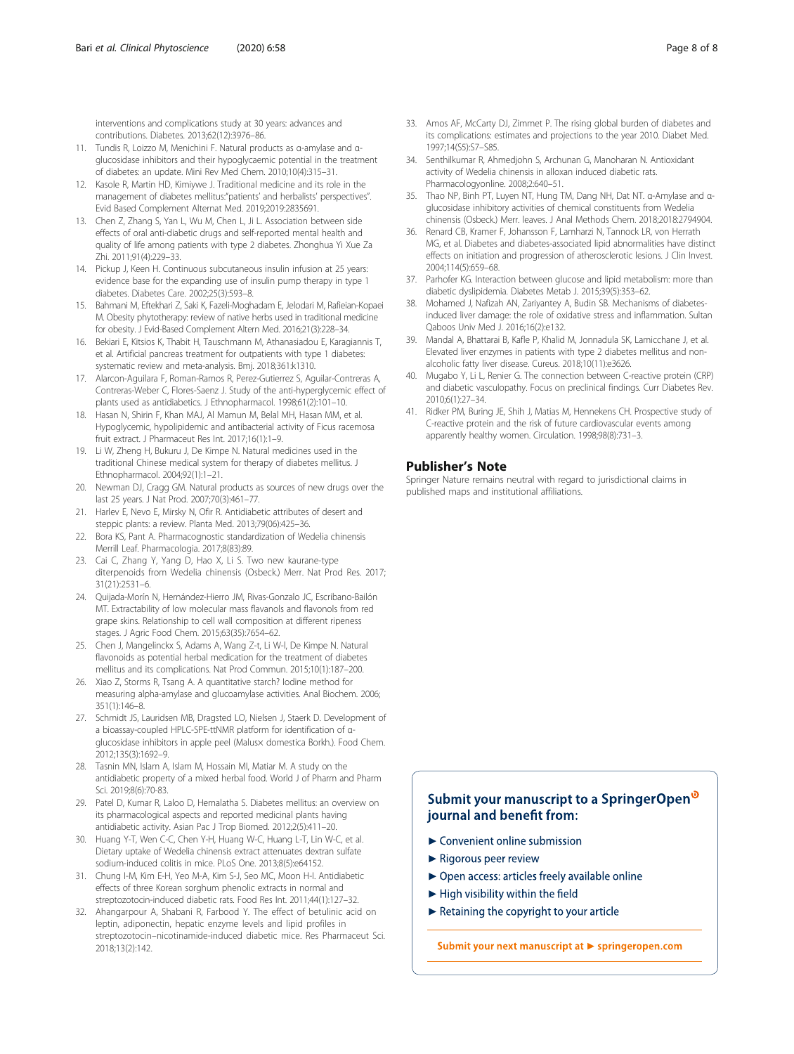interventions and complications study at 30 years: advances and contributions. Diabetes. 2013;62(12):3976–86.

11. Tundis R, Loizzo M, Menichini F. Natural products as α-amylase and α-glucosidase inhibitors and their hypoglycaemic potential in the treatment of diabetes: an update. Mini Rev Med Chem. 2010;10(4):315–31.
12. Kasole R, Martin HD, Kimiywe J. Traditional medicine and its role in the management of diabetes mellitus:"patients' and herbalists' perspectives". Evid Based Complement Alternat Med. 2019;2019:2835691.
13. Chen Z, Zhang S, Yan L, Wu M, Chen L, Ji L. Association between side effects of oral anti-diabetic drugs and self-reported mental health and quality of life among patients with type 2 diabetes. Zhonghua Yi Xue Za Zhi. 2011;91(4):229–33.
14. Pickup J, Keen H. Continuous subcutaneous insulin infusion at 25 years: evidence base for the expanding use of insulin pump therapy in type 1 diabetes. Diabetes Care. 2002;25(3):593–8.
15. Bahmani M, Eftekhari Z, Saki K, Fazeli-Moghadam E, Jelodari M, Rafieian-Kopaei M. Obesity phytotherapy: review of native herbs used in traditional medicine for obesity. J Evid-Based Complement Altern Med. 2016;21(3):228–34.
16. Bekiari E, Kitsios K, Thabit H, Tauschmann M, Athanasiadou E, Karagiannis T, et al. Artificial pancreas treatment for outpatients with type 1 diabetes: systematic review and meta-analysis. Bmj. 2018;361:k1310.
17. Alarcon-Aguilara F, Roman-Ramos R, Perez-Gutierrez S, Aguilar-Contreras A, Contreras-Weber C, Flores-Saenz J. Study of the anti-hyperglycemic effect of plants used as antidiabetics. J Ethnopharmacol. 1998;61(2):101–10.
18. Hasan N, Shirin F, Khan MAJ, Al Mamun M, Belal MH, Hasan MM, et al. Hypoglycemic, hypolipidemic and antibacterial activity of Ficus racemosa fruit extract. J Pharmaceut Res Int. 2017;16(1):1–9.
19. Li W, Zheng H, Bukuru J, De Kimpe N. Natural medicines used in the traditional Chinese medical system for therapy of diabetes mellitus. J Ethnopharmacol. 2004;92(1):1–21.
20. Newman DJ, Cragg GM. Natural products as sources of new drugs over the last 25 years. J Nat Prod. 2007;70(3):461–77.
21. Harlev E, Nevo E, Mirsky N, Ofir R. Antidiabetic attributes of desert and steppic plants: a review. Planta Med. 2013;79(06):425–36.
22. Bora KS, Pant A. Pharmacognostic standardization of Wedelia chinensis Merrill Leaf. Pharmacologia. 2017;8(83):89.
23. Cai C, Zhang Y, Yang D, Hao X, Li S. Two new kaurane-type diterpenoids from Wedelia chinensis (Osbeck.) Merr. Nat Prod Res. 2017; 31(21):2531–6.
24. Quijada-Morín N, Hernández-Hierro JM, Rivas-Gonzalo JC, Escribano-Bailón MT. Extractability of low molecular mass flavanols and flavonols from red grape skins. Relationship to cell wall composition at different ripeness stages. J Agric Food Chem. 2015;63(35):7654–62.
25. Chen J, Mangelinckx S, Adams A, Wang Z-t, Li W-l, De Kimpe N. Natural flavonoids as potential herbal medication for the treatment of diabetes mellitus and its complications. Nat Prod Commun. 2015;10(1):187–200.
26. Xiao Z, Storms R, Tsang A. A quantitative starch? Iodine method for measuring alpha-amylase and glucoamylase activities. Anal Biochem. 2006; 351(1):146–8.
27. Schmidt JS, Lauridsen MB, Dragsted LO, Nielsen J, Staerk D. Development of a bioassay-coupled HPLC-SPE-ttNMR platform for identification of α-glucosidase inhibitors in apple peel (Malus× domestica Borkh.). Food Chem. 2012;135(3):1692–9.
28. Tasnin MN, Islam A, Islam M, Hossain MI, Matiar M. A study on the antidiabetic property of a mixed herbal food. World J of Pharm and Pharm Sci. 2019;8(6):70-83.
29. Patel D, Kumar R, Laloo D, Hemalatha S. Diabetes mellitus: an overview on its pharmacological aspects and reported medicinal plants having antidiabetic activity. Asian Pac J Trop Biomed. 2012;2(5):411–20.
30. Huang Y-T, Wen C-C, Chen Y-H, Huang W-C, Huang L-T, Lin W-C, et al. Dietary uptake of Wedelia chinensis extract attenuates dextran sulfate sodium-induced colitis in mice. PLoS One. 2013;8(5):e64152.
31. Chung I-M, Kim E-H, Yeo M-A, Kim S-J, Seo MC, Moon H-I. Antidiabetic effects of three Korean sorghum phenolic extracts in normal and streptozotocin-induced diabetic rats. Food Res Int. 2011;44(1):127–32.
32. Ahangarpour A, Shabani R, Farbood Y. The effect of betulinic acid on leptin, adiponectin, hepatic enzyme levels and lipid profiles in streptozotocin–nicotinamide-induced diabetic mice. Res Pharmaceut Sci. 2018;13(2):142.
33. Amos AF, McCarty DJ, Zimmet P. The rising global burden of diabetes and its complications: estimates and projections to the year 2010. Diabet Med. 1997;14(S5):S7–S85.
34. Senthilkumar R, Ahmedjohn S, Archunan G, Manoharan N. Antioxidant activity of Wedelia chinensis in alloxan induced diabetic rats. Pharmacologyonline. 2008;2:640–51.
35. Thao NP, Binh PT, Luyen NT, Hung TM, Dang NH, Dat NT. α-Amylase and α-glucosidase inhibitory activities of chemical constituents from Wedelia chinensis (Osbeck.) Merr. leaves. J Anal Methods Chem. 2018;2018:2794904.
36. Renard CB, Kramer F, Johansson F, Lamharzi N, Tannock LR, von Herrath MG, et al. Diabetes and diabetes-associated lipid abnormalities have distinct effects on initiation and progression of atherosclerotic lesions. J Clin Invest. 2004;114(5):659–68.
37. Parhofer KG. Interaction between glucose and lipid metabolism: more than diabetic dyslipidemia. Diabetes Metab J. 2015;39(5):353–62.
38. Mohamed J, Nafizah AN, Zariyantey A, Budin SB. Mechanisms of diabetes-induced liver damage: the role of oxidative stress and inflammation. Sultan Qaboos Univ Med J. 2016;16(2):e132.
39. Mandal A, Bhattarai B, Kafle P, Khalid M, Jonnadula SK, Lamicchane J, et al. Elevated liver enzymes in patients with type 2 diabetes mellitus and non-alcoholic fatty liver disease. Cureus. 2018;10(11):e3626.
40. Mugabo Y, Li L, Renier G. The connection between C-reactive protein (CRP) and diabetic vasculopathy. Focus on preclinical findings. Curr Diabetes Rev. 2010;6(1):27–34.
41. Ridker PM, Buring JE, Shih J, Matias M, Hennekens CH. Prospective study of C-reactive protein and the risk of future cardiovascular events among apparently healthy women. Circulation. 1998;98(8):731–3.

## Publisher's Note

Springer Nature remains neutral with regard to jurisdictional claims in published maps and institutional affiliations.

**Submit your manuscript to a SpringerOpen journal and benefit from:**

- ► Convenient online submission
- ► Rigorous peer review
- ► Open access: articles freely available online
- ► High visibility within the field
- ► Retaining the copyright to your article

**Submit your next manuscript at ► springeropen.com**